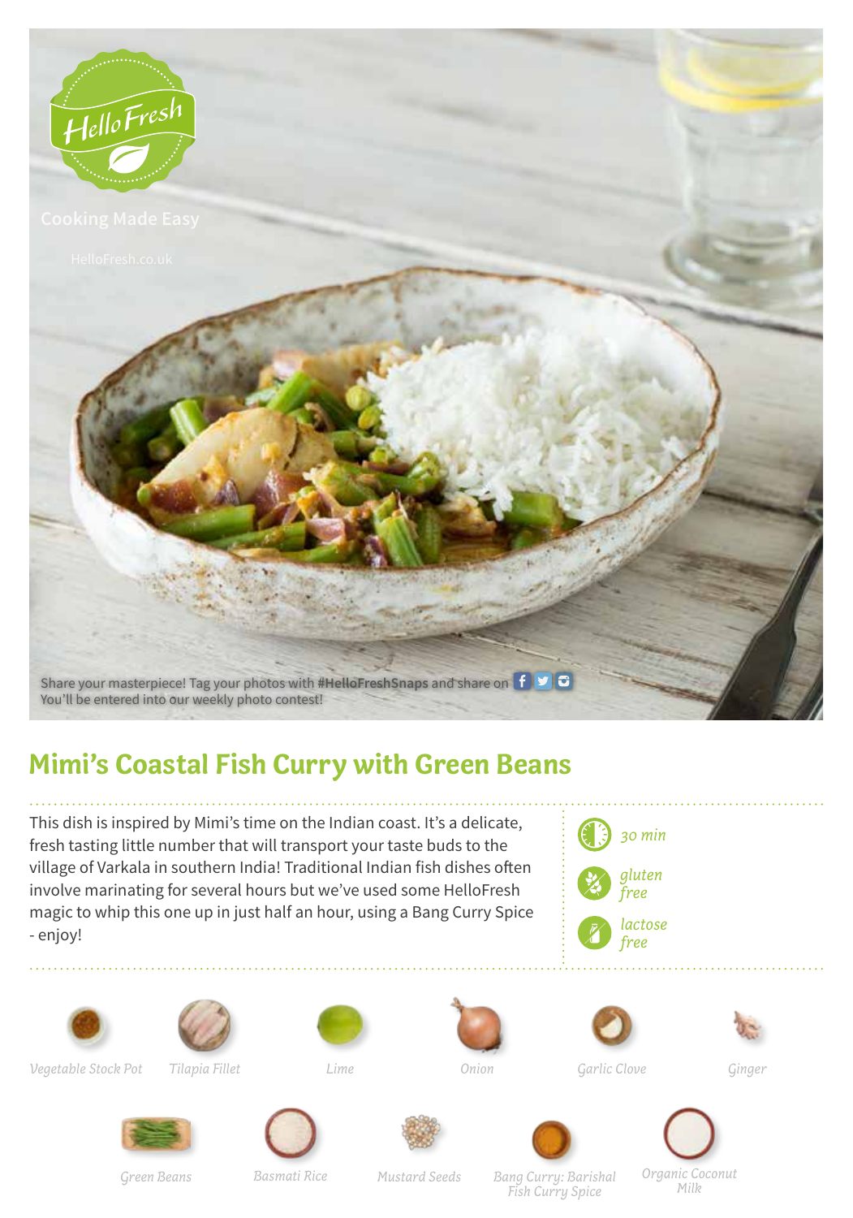HelloFresh

Cooking Made Easy

HelloFresh.co.uk

Share your masterpiece! Tag your photos with **#HelloFreshSnaps** and share on

You'll be entered into our weekly photo contest!

# Mimi's Coastal Fish Curry with Green Beans

This dish is inspired by Mimi's time on the Indian coast. It's a delicate, fresh tasting little number that will transport your taste buds to the village of Varkala in southern India! Traditional Indian fish dishes often involve marinating for several hours but we've used some HelloFresh magic to whip this one up in just half an hour, using a Bang Curry Spice - enjoy!

*30 min*

*gluten free*

*lactose free*

*Vegetable Stock Pot*

*Tilapia Fillet*

*Lime*

*Onion*

*Garlic Clove*

*Ginger*

*Green Beans*

*Basmati Rice*

*Mustard Seeds*

*Bang Curry: Barishal Fish Curry Spice*

*Organic Coconut Milk*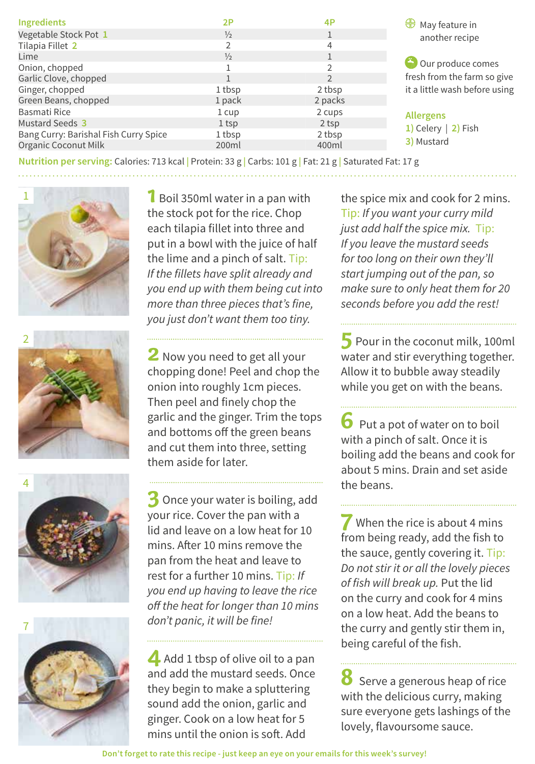| Ingredients | 2P | 4P |
|---|---|---|
| Vegetable Stock Pot 1 | ½ | 1 |
| Tilapia Fillet 2 | 2 | 4 |
| Lime | ½ | 1 |
| Onion, chopped | 1 | 2 |
| Garlic Clove, chopped | 1 | 2 |
| Ginger, chopped | 1 tbsp | 2 tbsp |
| Green Beans, chopped | 1 pack | 2 packs |
| Basmati Rice | 1 cup | 2 cups |
| Mustard Seeds 3 | 1 tsp | 2 tsp |
| Bang Curry: Barishal Fish Curry Spice | 1 tbsp | 2 tbsp |
| Organic Coconut Milk | 200ml | 400ml |

May feature in another recipe

Our produce comes fresh from the farm so give it a little wash before using

**Allergens**
1) Celery | 2) Fish
3) Mustard

**Nutrition per serving:** Calories: 713 kcal | Protein: 33 g | Carbs: 101 g | Fat: 21 g | Saturated Fat: 17 g

1 2 4 7

**1** Boil 350ml water in a pan with the stock pot for the rice. Chop each tilapia fillet into three and put in a bowl with the juice of half the lime and a pinch of salt. Tip: *If the fillets have split already and you end up with them being cut into more than three pieces that's fine, you just don't want them too tiny.*

**2** Now you need to get all your chopping done! Peel and chop the onion into roughly 1cm pieces. Then peel and finely chop the garlic and the ginger. Trim the tops and bottoms off the green beans and cut them into three, setting them aside for later.

**3** Once your water is boiling, add your rice. Cover the pan with a lid and leave on a low heat for 10 mins. After 10 mins remove the pan from the heat and leave to rest for a further 10 mins. Tip: *If you end up having to leave the rice off the heat for longer than 10 mins don't panic, it will be fine!*

**4** Add 1 tbsp of olive oil to a pan and add the mustard seeds. Once they begin to make a spluttering sound add the onion, garlic and ginger. Cook on a low heat for 5 mins until the onion is soft. Add the spice mix and cook for 2 mins. Tip: *If you want your curry mild just add half the spice mix.* Tip: *If you leave the mustard seeds for too long on their own they'll start jumping out of the pan, so make sure to only heat them for 20 seconds before you add the rest!*

**5** Pour in the coconut milk, 100ml water and stir everything together. Allow it to bubble away steadily while you get on with the beans.

**6** Put a pot of water on to boil with a pinch of salt. Once it is boiling add the beans and cook for about 5 mins. Drain and set aside the beans.

**7** When the rice is about 4 mins from being ready, add the fish to the sauce, gently covering it. Tip: *Do not stir it or all the lovely pieces of fish will break up.* Put the lid on the curry and cook for 4 mins on a low heat. Add the beans to the curry and gently stir them in, being careful of the fish.

**8** Serve a generous heap of rice with the delicious curry, making sure everyone gets lashings of the lovely, flavoursome sauce.

Don't forget to rate this recipe - just keep an eye on your emails for this week's survey!